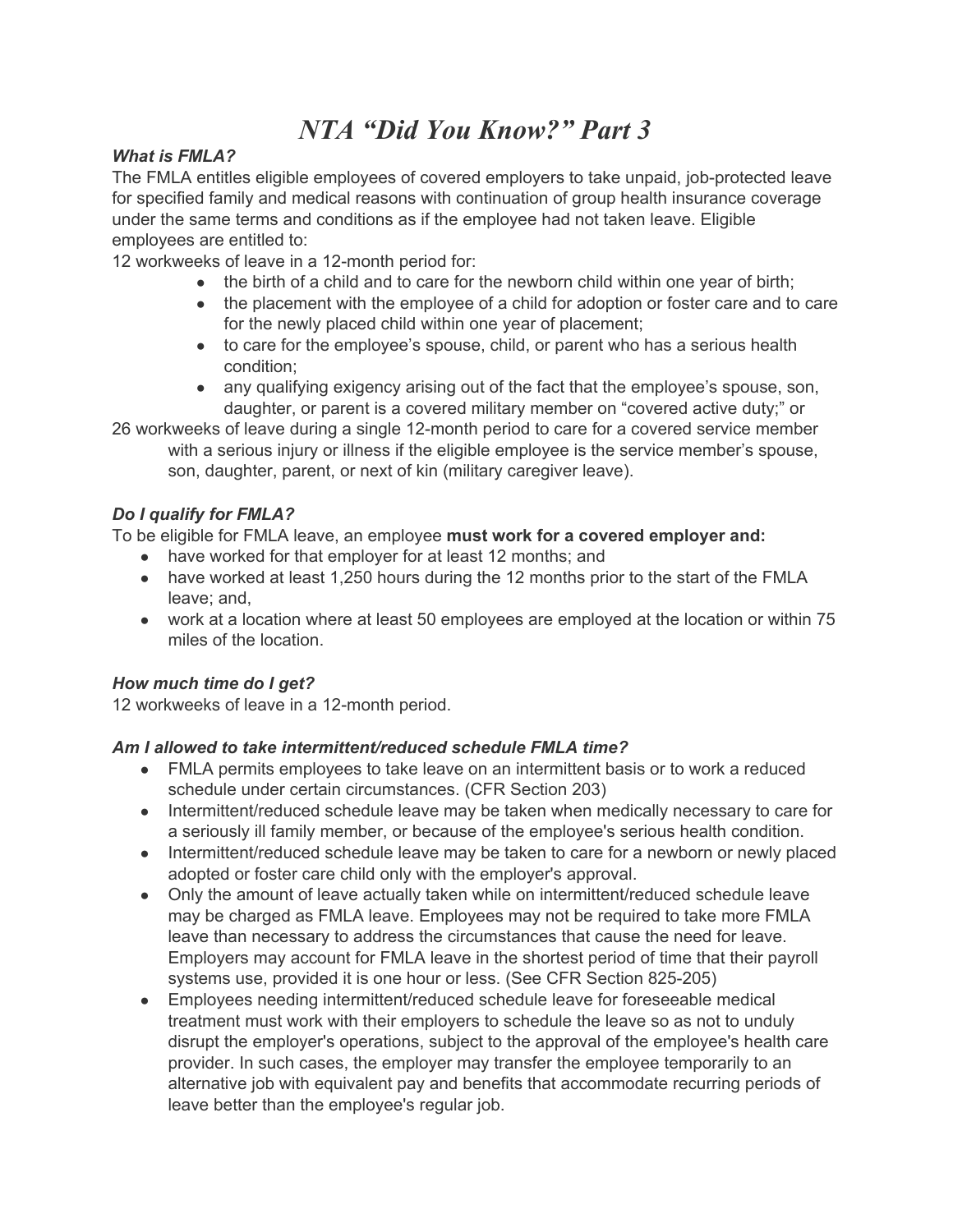# *NTA "Did You Know?" Part 3*

### *What is FMLA?*

The FMLA entitles eligible employees of covered employers to take unpaid, job-protected leave for specified family and medical reasons with continuation of group health insurance coverage under the same terms and conditions as if the employee had not taken leave. Eligible employees are entitled to:

12 workweeks of leave in a 12-month period for:

- the birth of a child and to care for the newborn child within one year of birth;
- the placement with the employee of a child for adoption or foster care and to care for the newly placed child within one year of placement;
- to care for the employee's spouse, child, or parent who has a serious health condition;
- any qualifying exigency arising out of the fact that the employee's spouse, son, daughter, or parent is a covered military member on "covered active duty;" or

26 workweeks of leave during a single 12-month period to care for a covered service member with a serious injury or illness if the eligible employee is the service member's spouse, son, daughter, parent, or next of kin (military caregiver leave).

### *Do I qualify for FMLA?*

To be eligible for FMLA leave, an employee **must work for a covered employer and:**

- have worked for that employer for at least 12 months; and
- have worked at least 1,250 hours during the 12 months prior to the start of the FMLA leave; and,
- work at a location where at least 50 employees are employed at the location or within 75 miles of the location.

### *How much time do I get?*

12 workweeks of leave in a 12-month period.

### *Am I allowed to take intermittent/reduced schedule FMLA time?*

- FMLA permits employees to take leave on an intermittent basis or to work a reduced schedule under certain circumstances. (CFR Section 203)
- Intermittent/reduced schedule leave may be taken when medically necessary to care for a seriously ill family member, or because of the employee's serious health condition.
- Intermittent/reduced schedule leave may be taken to care for a newborn or newly placed adopted or foster care child only with the employer's approval.
- Only the amount of leave actually taken while on intermittent/reduced schedule leave may be charged as FMLA leave. Employees may not be required to take more FMLA leave than necessary to address the circumstances that cause the need for leave. Employers may account for FMLA leave in the shortest period of time that their payroll systems use, provided it is one hour or less. (See CFR Section 825-205)
- Employees needing intermittent/reduced schedule leave for foreseeable medical treatment must work with their employers to schedule the leave so as not to unduly disrupt the employer's operations, subject to the approval of the employee's health care provider. In such cases, the employer may transfer the employee temporarily to an alternative job with equivalent pay and benefits that accommodate recurring periods of leave better than the employee's regular job.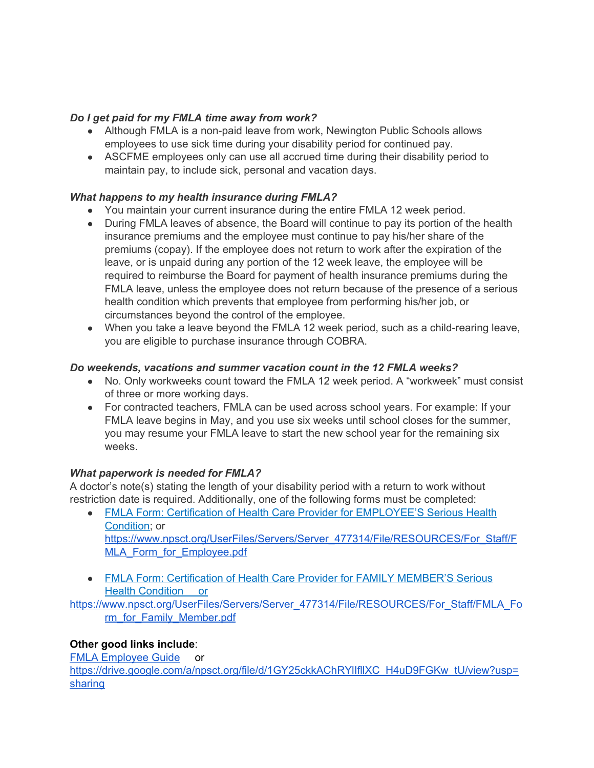***Do I get paid for my FMLA time away from work?***

- Although FMLA is a non-paid leave from work, Newington Public Schools allows employees to use sick time during your disability period for continued pay.
- ASCFME employees only can use all accrued time during their disability period to maintain pay, to include sick, personal and vacation days.

***What happens to my health insurance during FMLA?***

- You maintain your current insurance during the entire FMLA 12 week period.
- During FMLA leaves of absence, the Board will continue to pay its portion of the health insurance premiums and the employee must continue to pay his/her share of the premiums (copay). If the employee does not return to work after the expiration of the leave, or is unpaid during any portion of the 12 week leave, the employee will be required to reimburse the Board for payment of health insurance premiums during the FMLA leave, unless the employee does not return because of the presence of a serious health condition which prevents that employee from performing his/her job, or circumstances beyond the control of the employee.
- When you take a leave beyond the FMLA 12 week period, such as a child-rearing leave, you are eligible to purchase insurance through COBRA.

***Do weekends, vacations and summer vacation count in the 12 FMLA weeks?***

- No. Only workweeks count toward the FMLA 12 week period. A "workweek" must consist of three or more working days.
- For contracted teachers, FMLA can be used across school years. For example: If your FMLA leave begins in May, and you use six weeks until school closes for the summer, you may resume your FMLA leave to start the new school year for the remaining six weeks.

***What paperwork is needed for FMLA?***

A doctor's note(s) stating the length of your disability period with a return to work without restriction date is required. Additionally, one of the following forms must be completed:

- FMLA Form: Certification of Health Care Provider for EMPLOYEE'S Serious Health Condition; or https://www.npsct.org/UserFiles/Servers/Server_477314/File/RESOURCES/For_Staff/FMLA_Form_for_Employee.pdf

- FMLA Form: Certification of Health Care Provider for FAMILY MEMBER'S Serious Health Condition or https://www.npsct.org/UserFiles/Servers/Server_477314/File/RESOURCES/For_Staff/FMLA_Form_for_Family_Member.pdf

**Other good links include**:

FMLA Employee Guide or https://drive.google.com/a/npsct.org/file/d/1GY25ckkAChRYIlflXC_H4uD9FGKw_tU/view?usp=sharing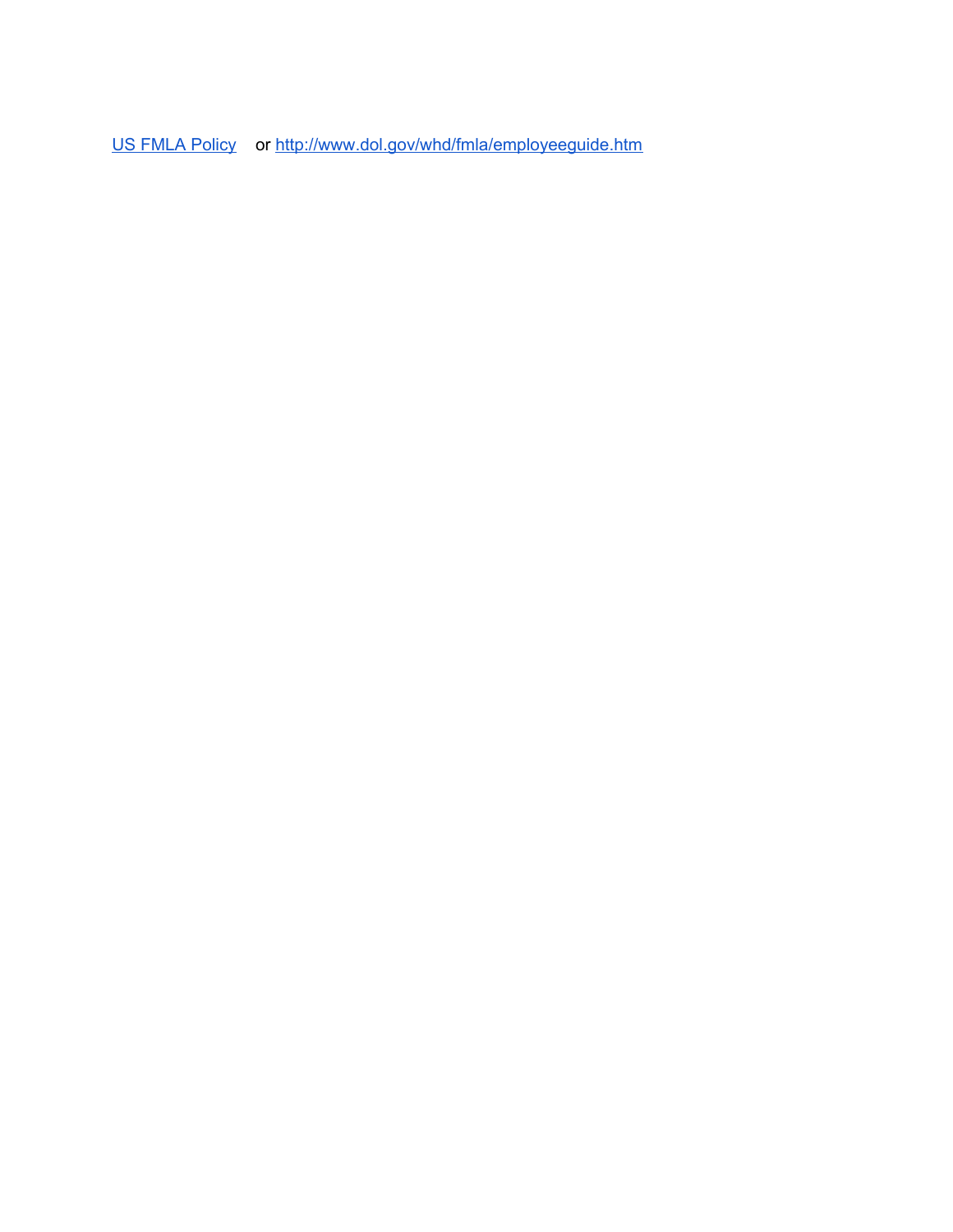[US FMLA Policy](#) or [http://www.dol.gov/whd/fmla/employeeguide.htm](http://www.dol.gov/whd/fmla/employeeguide.htm)